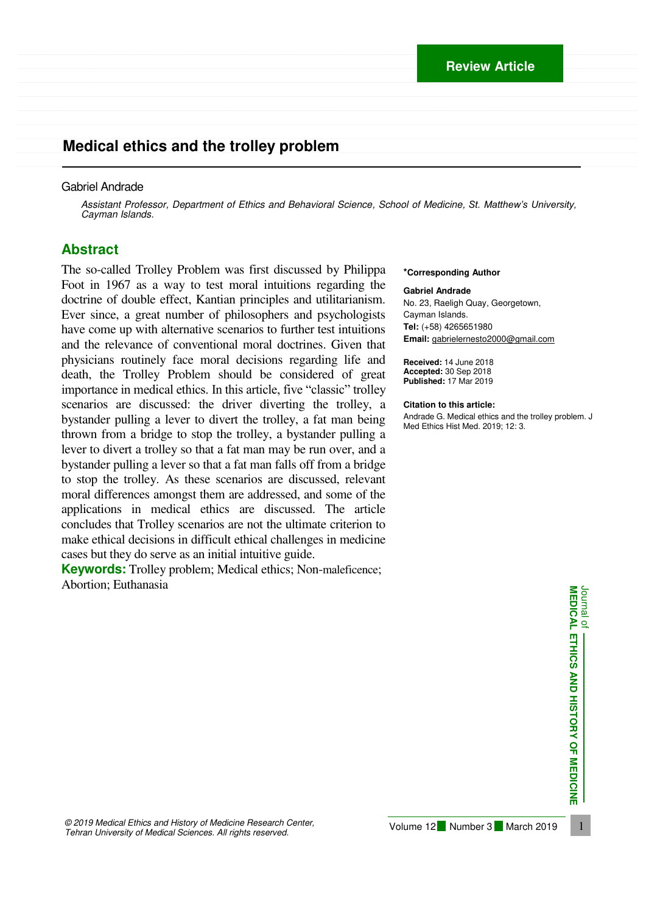Review Article

# Medical ethics and the trolley problem

Gabriel Andrade

*Assistant Professor, Department of Ethics and Behavioral Science, School of Medicine, St. Matthew's University, Cayman Islands.*

## Abstract

The so-called Trolley Problem was first discussed by Philippa Foot in 1967 as a way to test moral intuitions regarding the doctrine of double effect, Kantian principles and utilitarianism. Ever since, a great number of philosophers and psychologists have come up with alternative scenarios to further test intuitions and the relevance of conventional moral doctrines. Given that physicians routinely face moral decisions regarding life and death, the Trolley Problem should be considered of great importance in medical ethics. In this article, five "classic" trolley scenarios are discussed: the driver diverting the trolley, a bystander pulling a lever to divert the trolley, a fat man being thrown from a bridge to stop the trolley, a bystander pulling a lever to divert a trolley so that a fat man may be run over, and a bystander pulling a lever so that a fat man falls off from a bridge to stop the trolley. As these scenarios are discussed, relevant moral differences amongst them are addressed, and some of the applications in medical ethics are discussed. The article concludes that Trolley scenarios are not the ultimate criterion to make ethical decisions in difficult ethical challenges in medicine cases but they do serve as an initial intuitive guide.

**Keywords:** Trolley problem; Medical ethics; Non-maleficence; Abortion; Euthanasia

**\*Corresponding Author**

**Gabriel Andrade**
No. 23, Raeligh Quay, Georgetown, Cayman Islands.
**Tel:** (+58) 4265651980
**Email:** gabrielernesto2000@gmail.com

**Received:** 14 June 2018
**Accepted:** 30 Sep 2018
**Published:** 17 Mar 2019

**Citation to this article:**
Andrade G. Medical ethics and the trolley problem. J Med Ethics Hist Med. 2019; 12: 3.

*© 2019 Medical Ethics and History of Medicine Research Center, Tehran University of Medical Sciences. All rights reserved.*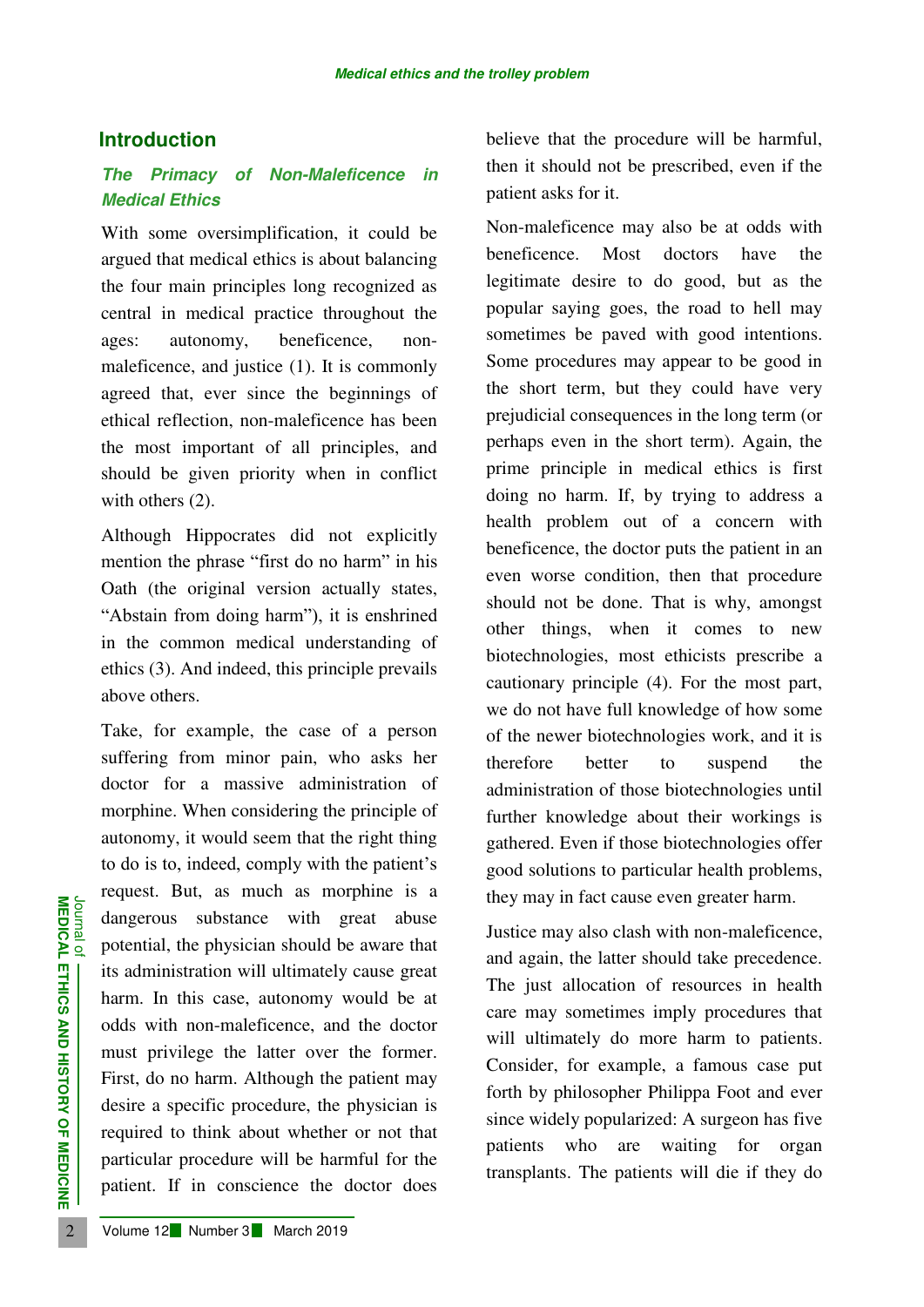## Introduction

### *The Primacy of Non-Maleficence in Medical Ethics*

With some oversimplification, it could be argued that medical ethics is about balancing the four main principles long recognized as central in medical practice throughout the ages: autonomy, beneficence, non-maleficence, and justice (1). It is commonly agreed that, ever since the beginnings of ethical reflection, non-maleficence has been the most important of all principles, and should be given priority when in conflict with others (2).

Although Hippocrates did not explicitly mention the phrase "first do no harm" in his Oath (the original version actually states, "Abstain from doing harm"), it is enshrined in the common medical understanding of ethics (3). And indeed, this principle prevails above others.

Take, for example, the case of a person suffering from minor pain, who asks her doctor for a massive administration of morphine. When considering the principle of autonomy, it would seem that the right thing to do is to, indeed, comply with the patient's request. But, as much as morphine is a dangerous substance with great abuse potential, the physician should be aware that its administration will ultimately cause great harm. In this case, autonomy would be at odds with non-maleficence, and the doctor must privilege the latter over the former. First, do no harm. Although the patient may desire a specific procedure, the physician is required to think about whether or not that particular procedure will be harmful for the patient. If in conscience the doctor does believe that the procedure will be harmful, then it should not be prescribed, even if the patient asks for it.

Non-maleficence may also be at odds with beneficence. Most doctors have the legitimate desire to do good, but as the popular saying goes, the road to hell may sometimes be paved with good intentions. Some procedures may appear to be good in the short term, but they could have very prejudicial consequences in the long term (or perhaps even in the short term). Again, the prime principle in medical ethics is first doing no harm. If, by trying to address a health problem out of a concern with beneficence, the doctor puts the patient in an even worse condition, then that procedure should not be done. That is why, amongst other things, when it comes to new biotechnologies, most ethicists prescribe a cautionary principle (4). For the most part, we do not have full knowledge of how some of the newer biotechnologies work, and it is therefore better to suspend the administration of those biotechnologies until further knowledge about their workings is gathered. Even if those biotechnologies offer good solutions to particular health problems, they may in fact cause even greater harm.

Justice may also clash with non-maleficence, and again, the latter should take precedence. The just allocation of resources in health care may sometimes imply procedures that will ultimately do more harm to patients. Consider, for example, a famous case put forth by philosopher Philippa Foot and ever since widely popularized: A surgeon has five patients who are waiting for organ transplants. The patients will die if they do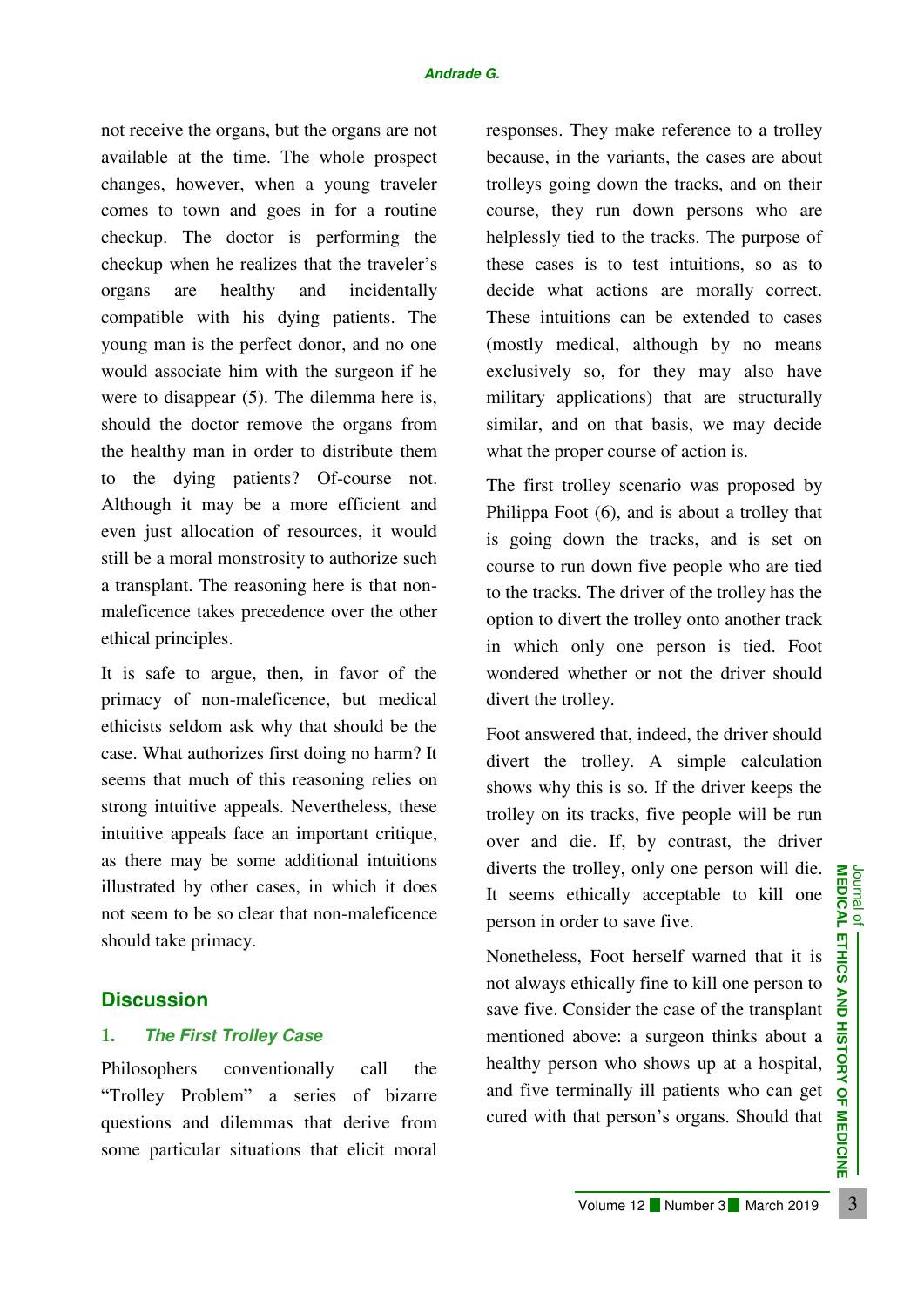not receive the organs, but the organs are not available at the time. The whole prospect changes, however, when a young traveler comes to town and goes in for a routine checkup. The doctor is performing the checkup when he realizes that the traveler's organs are healthy and incidentally compatible with his dying patients. The young man is the perfect donor, and no one would associate him with the surgeon if he were to disappear (5). The dilemma here is, should the doctor remove the organs from the healthy man in order to distribute them to the dying patients? Of-course not. Although it may be a more efficient and even just allocation of resources, it would still be a moral monstrosity to authorize such a transplant. The reasoning here is that non-maleficence takes precedence over the other ethical principles.

It is safe to argue, then, in favor of the primacy of non-maleficence, but medical ethicists seldom ask why that should be the case. What authorizes first doing no harm? It seems that much of this reasoning relies on strong intuitive appeals. Nevertheless, these intuitive appeals face an important critique, as there may be some additional intuitions illustrated by other cases, in which it does not seem to be so clear that non-maleficence should take primacy.

## Discussion

### 1. *The First Trolley Case*

Philosophers conventionally call the "Trolley Problem" a series of bizarre questions and dilemmas that derive from some particular situations that elicit moral responses. They make reference to a trolley because, in the variants, the cases are about trolleys going down the tracks, and on their course, they run down persons who are helplessly tied to the tracks. The purpose of these cases is to test intuitions, so as to decide what actions are morally correct. These intuitions can be extended to cases (mostly medical, although by no means exclusively so, for they may also have military applications) that are structurally similar, and on that basis, we may decide what the proper course of action is.

The first trolley scenario was proposed by Philippa Foot (6), and is about a trolley that is going down the tracks, and is set on course to run down five people who are tied to the tracks. The driver of the trolley has the option to divert the trolley onto another track in which only one person is tied. Foot wondered whether or not the driver should divert the trolley.

Foot answered that, indeed, the driver should divert the trolley. A simple calculation shows why this is so. If the driver keeps the trolley on its tracks, five people will be run over and die. If, by contrast, the driver diverts the trolley, only one person will die. It seems ethically acceptable to kill one person in order to save five.

Nonetheless, Foot herself warned that it is not always ethically fine to kill one person to save five. Consider the case of the transplant mentioned above: a surgeon thinks about a healthy person who shows up at a hospital, and five terminally ill patients who can get cured with that person's organs. Should that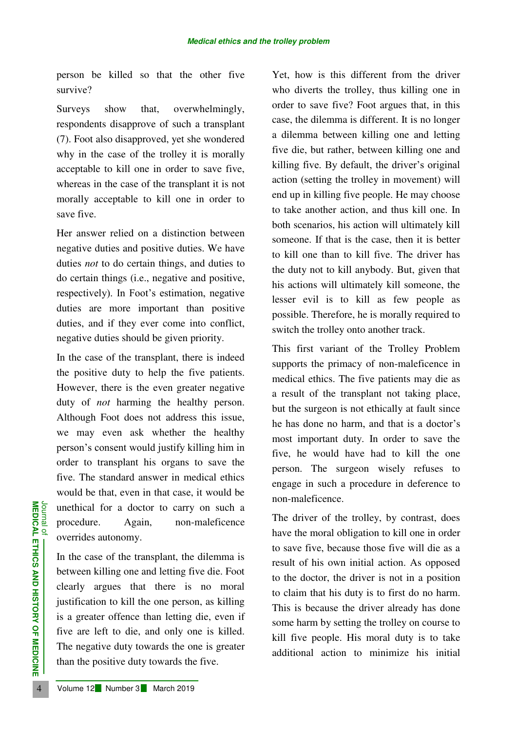person be killed so that the other five survive?

Surveys show that, overwhelmingly, respondents disapprove of such a transplant (7). Foot also disapproved, yet she wondered why in the case of the trolley it is morally acceptable to kill one in order to save five, whereas in the case of the transplant it is not morally acceptable to kill one in order to save five.

Her answer relied on a distinction between negative duties and positive duties. We have duties *not* to do certain things, and duties to do certain things (i.e., negative and positive, respectively). In Foot's estimation, negative duties are more important than positive duties, and if they ever come into conflict, negative duties should be given priority.

In the case of the transplant, there is indeed the positive duty to help the five patients. However, there is the even greater negative duty of *not* harming the healthy person. Although Foot does not address this issue, we may even ask whether the healthy person's consent would justify killing him in order to transplant his organs to save the five. The standard answer in medical ethics would be that, even in that case, it would be unethical for a doctor to carry on such a procedure. Again, non-maleficence overrides autonomy.

In the case of the transplant, the dilemma is between killing one and letting five die. Foot clearly argues that there is no moral justification to kill the one person, as killing is a greater offence than letting die, even if five are left to die, and only one is killed. The negative duty towards the one is greater than the positive duty towards the five.

Yet, how is this different from the driver who diverts the trolley, thus killing one in order to save five? Foot argues that, in this case, the dilemma is different. It is no longer a dilemma between killing one and letting five die, but rather, between killing one and killing five. By default, the driver's original action (setting the trolley in movement) will end up in killing five people. He may choose to take another action, and thus kill one. In both scenarios, his action will ultimately kill someone. If that is the case, then it is better to kill one than to kill five. The driver has the duty not to kill anybody. But, given that his actions will ultimately kill someone, the lesser evil is to kill as few people as possible. Therefore, he is morally required to switch the trolley onto another track.

This first variant of the Trolley Problem supports the primacy of non-maleficence in medical ethics. The five patients may die as a result of the transplant not taking place, but the surgeon is not ethically at fault since he has done no harm, and that is a doctor's most important duty. In order to save the five, he would have had to kill the one person. The surgeon wisely refuses to engage in such a procedure in deference to non-maleficence.

The driver of the trolley, by contrast, does have the moral obligation to kill one in order to save five, because those five will die as a result of his own initial action. As opposed to the doctor, the driver is not in a position to claim that his duty is to first do no harm. This is because the driver already has done some harm by setting the trolley on course to kill five people. His moral duty is to take additional action to minimize his initial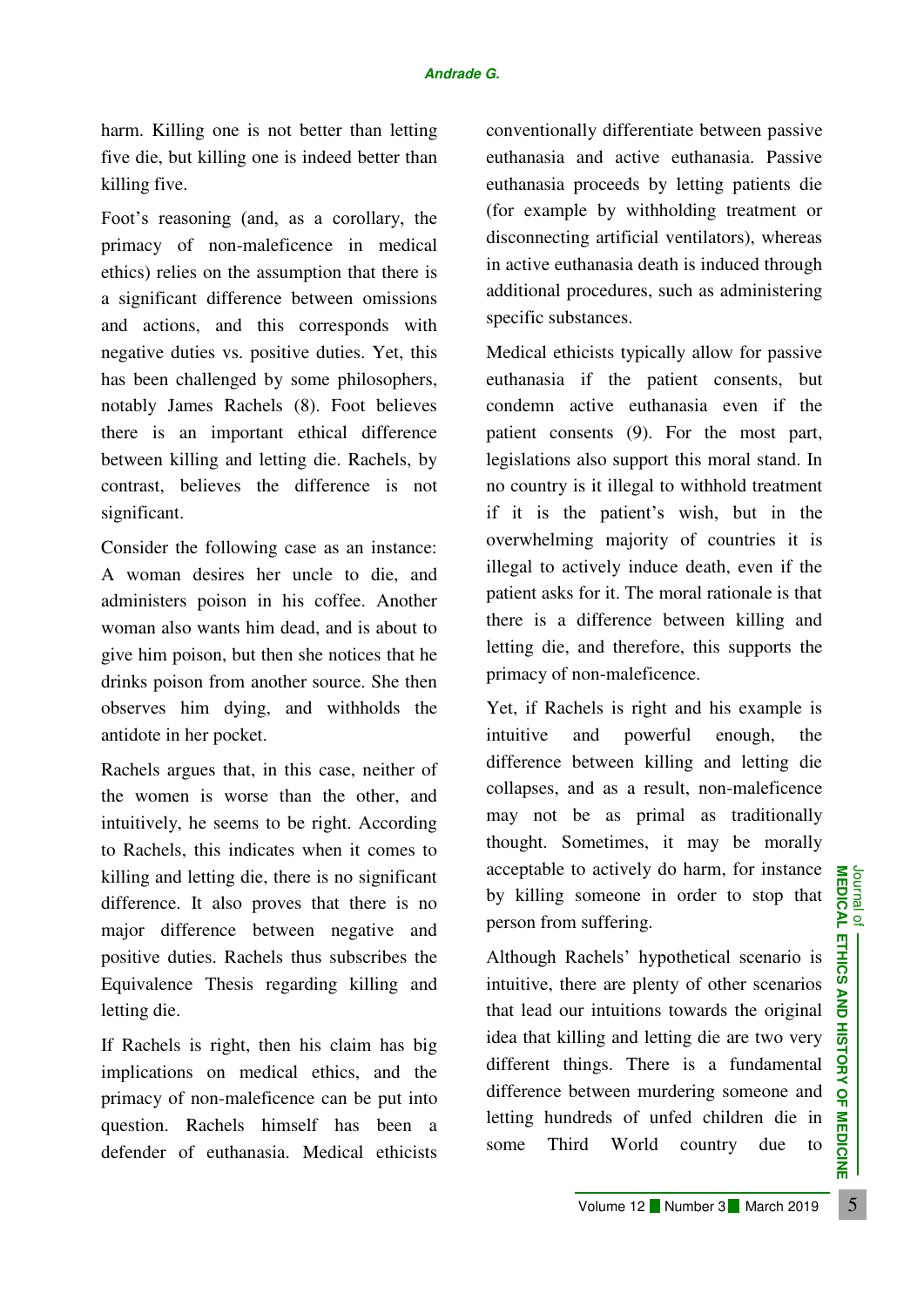harm. Killing one is not better than letting five die, but killing one is indeed better than killing five.

Foot's reasoning (and, as a corollary, the primacy of non-maleficence in medical ethics) relies on the assumption that there is a significant difference between omissions and actions, and this corresponds with negative duties vs. positive duties. Yet, this has been challenged by some philosophers, notably James Rachels (8). Foot believes there is an important ethical difference between killing and letting die. Rachels, by contrast, believes the difference is not significant.

Consider the following case as an instance: A woman desires her uncle to die, and administers poison in his coffee. Another woman also wants him dead, and is about to give him poison, but then she notices that he drinks poison from another source. She then observes him dying, and withholds the antidote in her pocket.

Rachels argues that, in this case, neither of the women is worse than the other, and intuitively, he seems to be right. According to Rachels, this indicates when it comes to killing and letting die, there is no significant difference. It also proves that there is no major difference between negative and positive duties. Rachels thus subscribes the Equivalence Thesis regarding killing and letting die.

If Rachels is right, then his claim has big implications on medical ethics, and the primacy of non-maleficence can be put into question. Rachels himself has been a defender of euthanasia. Medical ethicists conventionally differentiate between passive euthanasia and active euthanasia. Passive euthanasia proceeds by letting patients die (for example by withholding treatment or disconnecting artificial ventilators), whereas in active euthanasia death is induced through additional procedures, such as administering specific substances.

Medical ethicists typically allow for passive euthanasia if the patient consents, but condemn active euthanasia even if the patient consents (9). For the most part, legislations also support this moral stand. In no country is it illegal to withhold treatment if it is the patient's wish, but in the overwhelming majority of countries it is illegal to actively induce death, even if the patient asks for it. The moral rationale is that there is a difference between killing and letting die, and therefore, this supports the primacy of non-maleficence.

Yet, if Rachels is right and his example is intuitive and powerful enough, the difference between killing and letting die collapses, and as a result, non-maleficence may not be as primal as traditionally thought. Sometimes, it may be morally acceptable to actively do harm, for instance by killing someone in order to stop that person from suffering.

Although Rachels' hypothetical scenario is intuitive, there are plenty of other scenarios that lead our intuitions towards the original idea that killing and letting die are two very different things. There is a fundamental difference between murdering someone and letting hundreds of unfed children die in some Third World country due to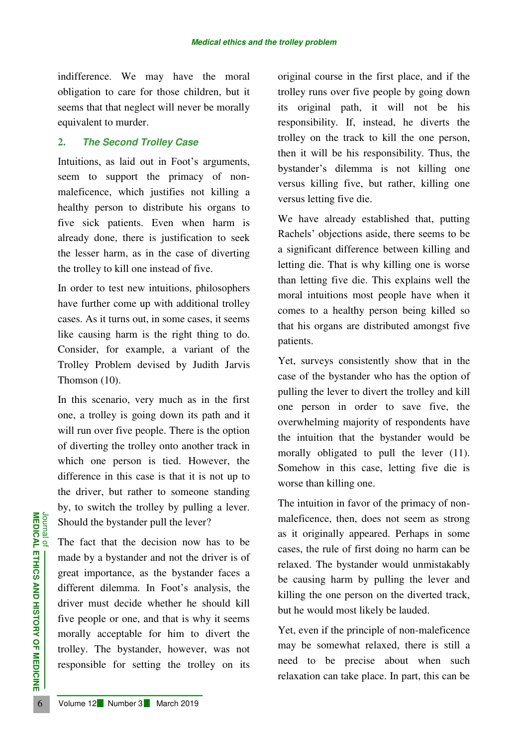indifference. We may have the moral obligation to care for those children, but it seems that that neglect will never be morally equivalent to murder.

## 2. *The Second Trolley Case*

Intuitions, as laid out in Foot's arguments, seem to support the primacy of non-maleficence, which justifies not killing a healthy person to distribute his organs to five sick patients. Even when harm is already done, there is justification to seek the lesser harm, as in the case of diverting the trolley to kill one instead of five.

In order to test new intuitions, philosophers have further come up with additional trolley cases. As it turns out, in some cases, it seems like causing harm is the right thing to do. Consider, for example, a variant of the Trolley Problem devised by Judith Jarvis Thomson (10).

In this scenario, very much as in the first one, a trolley is going down its path and it will run over five people. There is the option of diverting the trolley onto another track in which one person is tied. However, the difference in this case is that it is not up to the driver, but rather to someone standing by, to switch the trolley by pulling a lever. Should the bystander pull the lever?

The fact that the decision now has to be made by a bystander and not the driver is of great importance, as the bystander faces a different dilemma. In Foot's analysis, the driver must decide whether he should kill five people or one, and that is why it seems morally acceptable for him to divert the trolley. The bystander, however, was not responsible for setting the trolley on its original course in the first place, and if the trolley runs over five people by going down its original path, it will not be his responsibility. If, instead, he diverts the trolley on the track to kill the one person, then it will be his responsibility. Thus, the bystander's dilemma is not killing one versus killing five, but rather, killing one versus letting five die.

We have already established that, putting Rachels' objections aside, there seems to be a significant difference between killing and letting die. That is why killing one is worse than letting five die. This explains well the moral intuitions most people have when it comes to a healthy person being killed so that his organs are distributed amongst five patients.

Yet, surveys consistently show that in the case of the bystander who has the option of pulling the lever to divert the trolley and kill one person in order to save five, the overwhelming majority of respondents have the intuition that the bystander would be morally obligated to pull the lever (11). Somehow in this case, letting five die is worse than killing one.

The intuition in favor of the primacy of non-maleficence, then, does not seem as strong as it originally appeared. Perhaps in some cases, the rule of first doing no harm can be relaxed. The bystander would unmistakably be causing harm by pulling the lever and killing the one person on the diverted track, but he would most likely be lauded.

Yet, even if the principle of non-maleficence may be somewhat relaxed, there is still a need to be precise about when such relaxation can take place. In part, this can be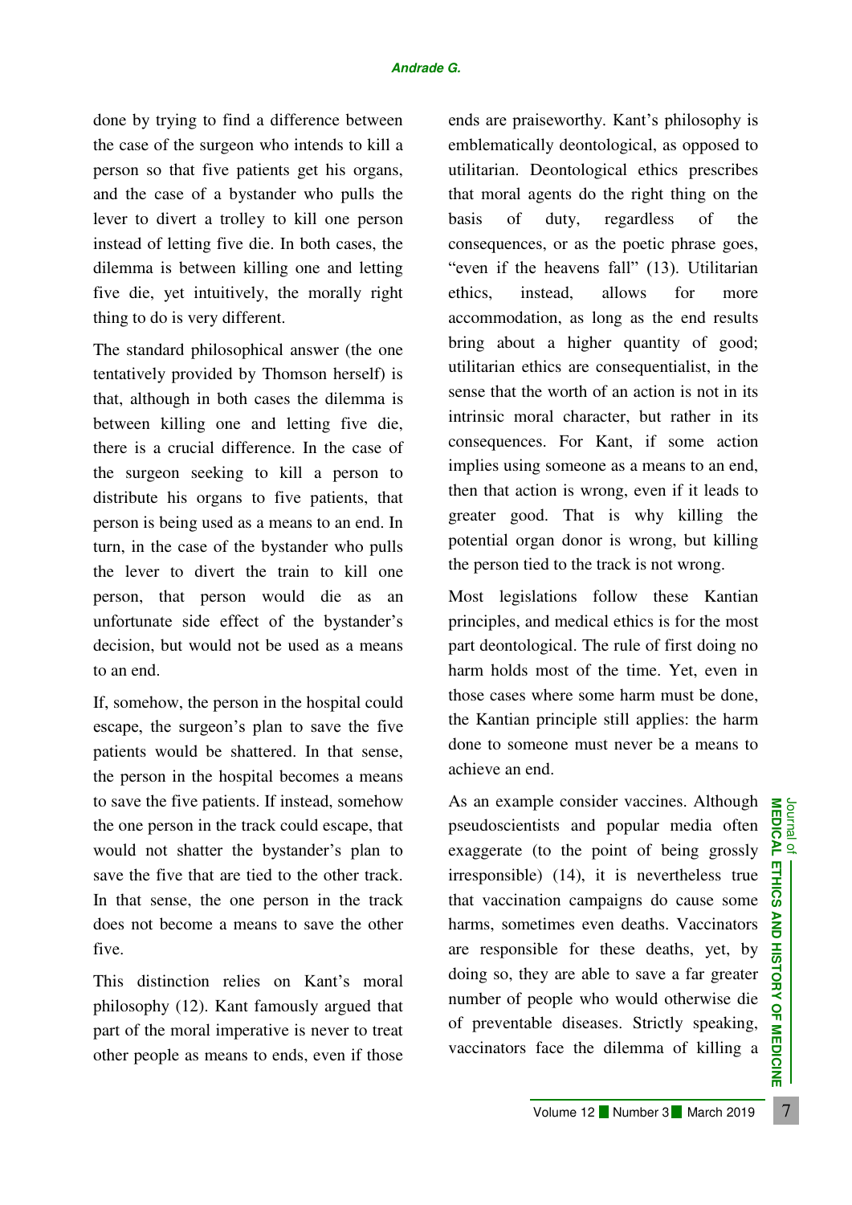done by trying to find a difference between the case of the surgeon who intends to kill a person so that five patients get his organs, and the case of a bystander who pulls the lever to divert a trolley to kill one person instead of letting five die. In both cases, the dilemma is between killing one and letting five die, yet intuitively, the morally right thing to do is very different.

The standard philosophical answer (the one tentatively provided by Thomson herself) is that, although in both cases the dilemma is between killing one and letting five die, there is a crucial difference. In the case of the surgeon seeking to kill a person to distribute his organs to five patients, that person is being used as a means to an end. In turn, in the case of the bystander who pulls the lever to divert the train to kill one person, that person would die as an unfortunate side effect of the bystander's decision, but would not be used as a means to an end.

If, somehow, the person in the hospital could escape, the surgeon's plan to save the five patients would be shattered. In that sense, the person in the hospital becomes a means to save the five patients. If instead, somehow the one person in the track could escape, that would not shatter the bystander's plan to save the five that are tied to the other track. In that sense, the one person in the track does not become a means to save the other five.

This distinction relies on Kant's moral philosophy (12). Kant famously argued that part of the moral imperative is never to treat other people as means to ends, even if those ends are praiseworthy. Kant's philosophy is emblematically deontological, as opposed to utilitarian. Deontological ethics prescribes that moral agents do the right thing on the basis of duty, regardless of the consequences, or as the poetic phrase goes, "even if the heavens fall" (13). Utilitarian ethics, instead, allows for more accommodation, as long as the end results bring about a higher quantity of good; utilitarian ethics are consequentialist, in the sense that the worth of an action is not in its intrinsic moral character, but rather in its consequences. For Kant, if some action implies using someone as a means to an end, then that action is wrong, even if it leads to greater good. That is why killing the potential organ donor is wrong, but killing the person tied to the track is not wrong.

Most legislations follow these Kantian principles, and medical ethics is for the most part deontological. The rule of first doing no harm holds most of the time. Yet, even in those cases where some harm must be done, the Kantian principle still applies: the harm done to someone must never be a means to achieve an end.

As an example consider vaccines. Although pseudoscientists and popular media often exaggerate (to the point of being grossly irresponsible) (14), it is nevertheless true that vaccination campaigns do cause some harms, sometimes even deaths. Vaccinators are responsible for these deaths, yet, by doing so, they are able to save a far greater number of people who would otherwise die of preventable diseases. Strictly speaking, vaccinators face the dilemma of killing a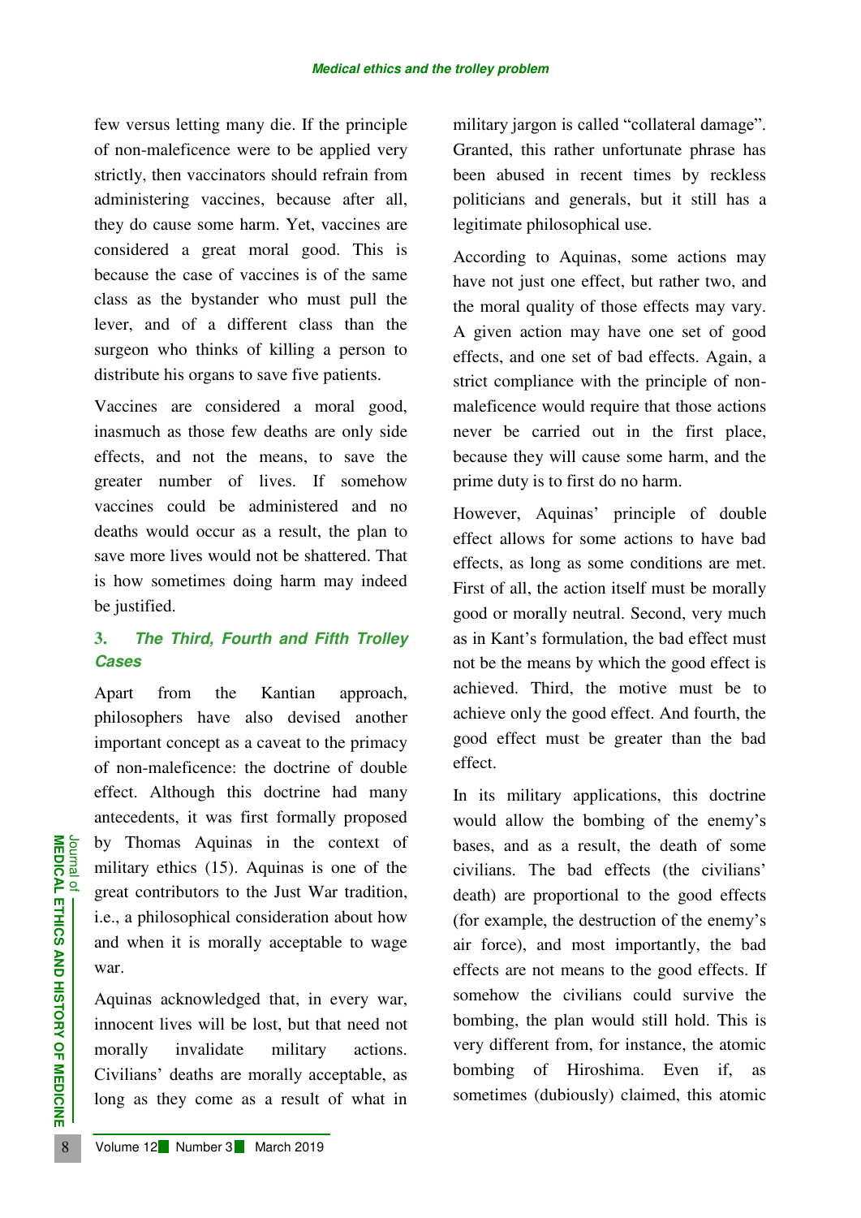few versus letting many die. If the principle of non-maleficence were to be applied very strictly, then vaccinators should refrain from administering vaccines, because after all, they do cause some harm. Yet, vaccines are considered a great moral good. This is because the case of vaccines is of the same class as the bystander who must pull the lever, and of a different class than the surgeon who thinks of killing a person to distribute his organs to save five patients.

Vaccines are considered a moral good, inasmuch as those few deaths are only side effects, and not the means, to save the greater number of lives. If somehow vaccines could be administered and no deaths would occur as a result, the plan to save more lives would not be shattered. That is how sometimes doing harm may indeed be justified.

## 3. *The Third, Fourth and Fifth Trolley Cases*

Apart from the Kantian approach, philosophers have also devised another important concept as a caveat to the primacy of non-maleficence: the doctrine of double effect. Although this doctrine had many antecedents, it was first formally proposed by Thomas Aquinas in the context of military ethics (15). Aquinas is one of the great contributors to the Just War tradition, i.e., a philosophical consideration about how and when it is morally acceptable to wage war.

Aquinas acknowledged that, in every war, innocent lives will be lost, but that need not morally invalidate military actions. Civilians' deaths are morally acceptable, as long as they come as a result of what in military jargon is called "collateral damage". Granted, this rather unfortunate phrase has been abused in recent times by reckless politicians and generals, but it still has a legitimate philosophical use.

According to Aquinas, some actions may have not just one effect, but rather two, and the moral quality of those effects may vary. A given action may have one set of good effects, and one set of bad effects. Again, a strict compliance with the principle of non-maleficence would require that those actions never be carried out in the first place, because they will cause some harm, and the prime duty is to first do no harm.

However, Aquinas' principle of double effect allows for some actions to have bad effects, as long as some conditions are met. First of all, the action itself must be morally good or morally neutral. Second, very much as in Kant's formulation, the bad effect must not be the means by which the good effect is achieved. Third, the motive must be to achieve only the good effect. And fourth, the good effect must be greater than the bad effect.

In its military applications, this doctrine would allow the bombing of the enemy's bases, and as a result, the death of some civilians. The bad effects (the civilians' death) are proportional to the good effects (for example, the destruction of the enemy's air force), and most importantly, the bad effects are not means to the good effects. If somehow the civilians could survive the bombing, the plan would still hold. This is very different from, for instance, the atomic bombing of Hiroshima. Even if, as sometimes (dubiously) claimed, this atomic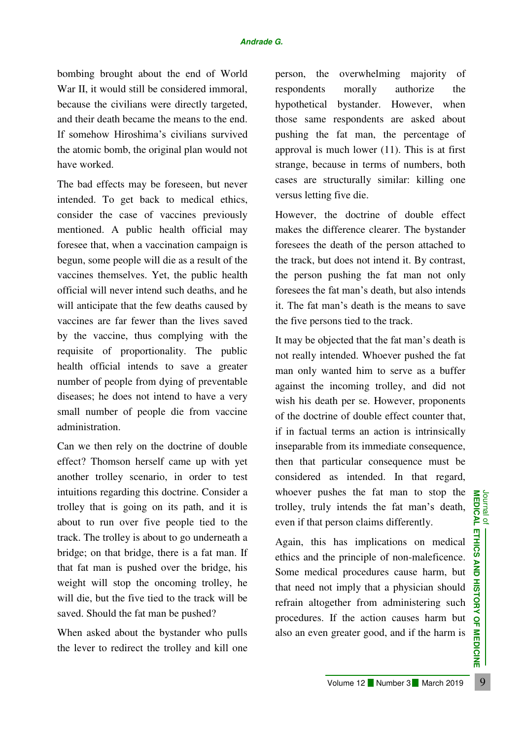bombing brought about the end of World War II, it would still be considered immoral, because the civilians were directly targeted, and their death became the means to the end. If somehow Hiroshima's civilians survived the atomic bomb, the original plan would not have worked.

The bad effects may be foreseen, but never intended. To get back to medical ethics, consider the case of vaccines previously mentioned. A public health official may foresee that, when a vaccination campaign is begun, some people will die as a result of the vaccines themselves. Yet, the public health official will never intend such deaths, and he will anticipate that the few deaths caused by vaccines are far fewer than the lives saved by the vaccine, thus complying with the requisite of proportionality. The public health official intends to save a greater number of people from dying of preventable diseases; he does not intend to have a very small number of people die from vaccine administration.

Can we then rely on the doctrine of double effect? Thomson herself came up with yet another trolley scenario, in order to test intuitions regarding this doctrine. Consider a trolley that is going on its path, and it is about to run over five people tied to the track. The trolley is about to go underneath a bridge; on that bridge, there is a fat man. If that fat man is pushed over the bridge, his weight will stop the oncoming trolley, he will die, but the five tied to the track will be saved. Should the fat man be pushed?

When asked about the bystander who pulls the lever to redirect the trolley and kill one person, the overwhelming majority of respondents morally authorize the hypothetical bystander. However, when those same respondents are asked about pushing the fat man, the percentage of approval is much lower (11). This is at first strange, because in terms of numbers, both cases are structurally similar: killing one versus letting five die.

However, the doctrine of double effect makes the difference clearer. The bystander foresees the death of the person attached to the track, but does not intend it. By contrast, the person pushing the fat man not only foresees the fat man's death, but also intends it. The fat man's death is the means to save the five persons tied to the track.

It may be objected that the fat man's death is not really intended. Whoever pushed the fat man only wanted him to serve as a buffer against the incoming trolley, and did not wish his death per se. However, proponents of the doctrine of double effect counter that, if in factual terms an action is intrinsically inseparable from its immediate consequence, then that particular consequence must be considered as intended. In that regard, whoever pushes the fat man to stop the trolley, truly intends the fat man's death, even if that person claims differently.

Again, this has implications on medical ethics and the principle of non-maleficence. Some medical procedures cause harm, but that need not imply that a physician should refrain altogether from administering such procedures. If the action causes harm but also an even greater good, and if the harm is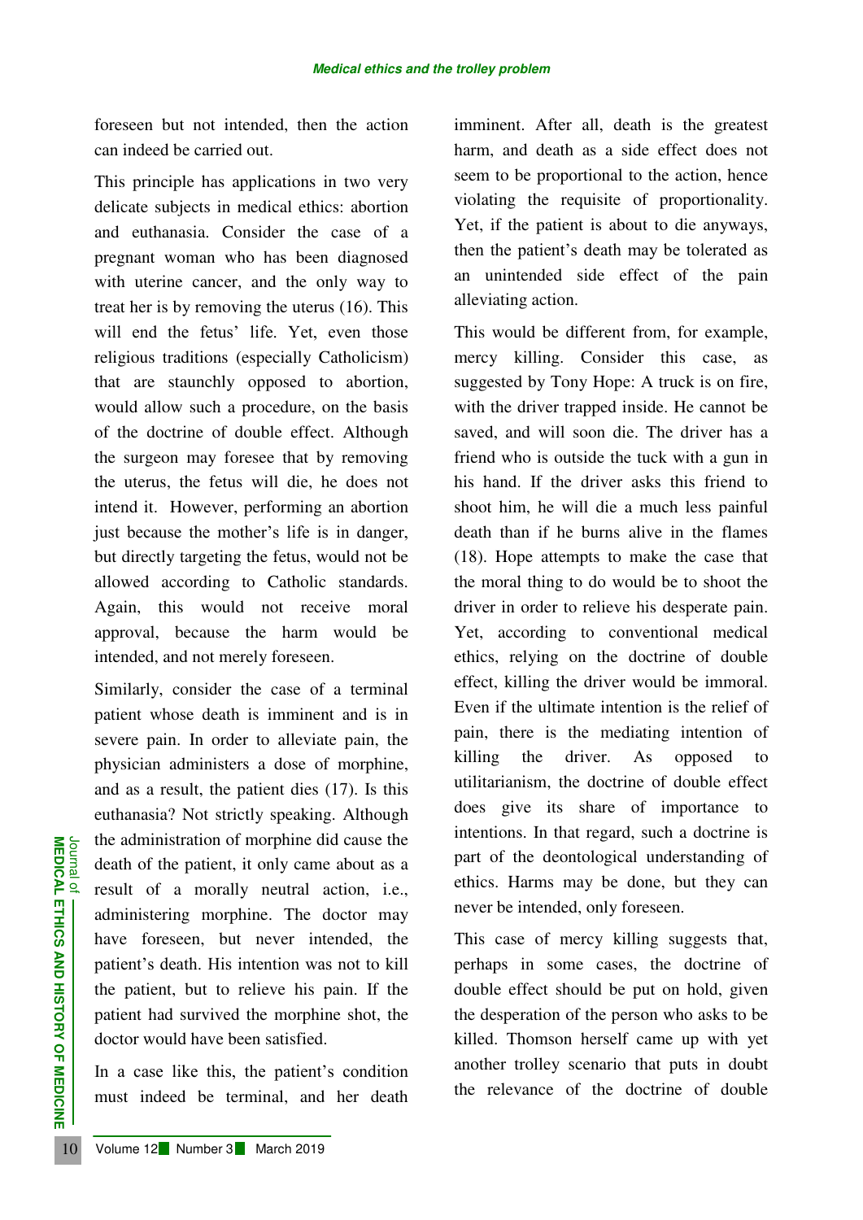foreseen but not intended, then the action can indeed be carried out.

This principle has applications in two very delicate subjects in medical ethics: abortion and euthanasia. Consider the case of a pregnant woman who has been diagnosed with uterine cancer, and the only way to treat her is by removing the uterus (16). This will end the fetus' life. Yet, even those religious traditions (especially Catholicism) that are staunchly opposed to abortion, would allow such a procedure, on the basis of the doctrine of double effect. Although the surgeon may foresee that by removing the uterus, the fetus will die, he does not intend it. However, performing an abortion just because the mother's life is in danger, but directly targeting the fetus, would not be allowed according to Catholic standards. Again, this would not receive moral approval, because the harm would be intended, and not merely foreseen.

Similarly, consider the case of a terminal patient whose death is imminent and is in severe pain. In order to alleviate pain, the physician administers a dose of morphine, and as a result, the patient dies (17). Is this euthanasia? Not strictly speaking. Although the administration of morphine did cause the death of the patient, it only came about as a result of a morally neutral action, i.e., administering morphine. The doctor may have foreseen, but never intended, the patient's death. His intention was not to kill the patient, but to relieve his pain. If the patient had survived the morphine shot, the doctor would have been satisfied.

In a case like this, the patient's condition must indeed be terminal, and her death imminent. After all, death is the greatest harm, and death as a side effect does not seem to be proportional to the action, hence violating the requisite of proportionality. Yet, if the patient is about to die anyways, then the patient's death may be tolerated as an unintended side effect of the pain alleviating action.

This would be different from, for example, mercy killing. Consider this case, as suggested by Tony Hope: A truck is on fire, with the driver trapped inside. He cannot be saved, and will soon die. The driver has a friend who is outside the tuck with a gun in his hand. If the driver asks this friend to shoot him, he will die a much less painful death than if he burns alive in the flames (18). Hope attempts to make the case that the moral thing to do would be to shoot the driver in order to relieve his desperate pain. Yet, according to conventional medical ethics, relying on the doctrine of double effect, killing the driver would be immoral. Even if the ultimate intention is the relief of pain, there is the mediating intention of killing the driver. As opposed to utilitarianism, the doctrine of double effect does give its share of importance to intentions. In that regard, such a doctrine is part of the deontological understanding of ethics. Harms may be done, but they can never be intended, only foreseen.

This case of mercy killing suggests that, perhaps in some cases, the doctrine of double effect should be put on hold, given the desperation of the person who asks to be killed. Thomson herself came up with yet another trolley scenario that puts in doubt the relevance of the doctrine of double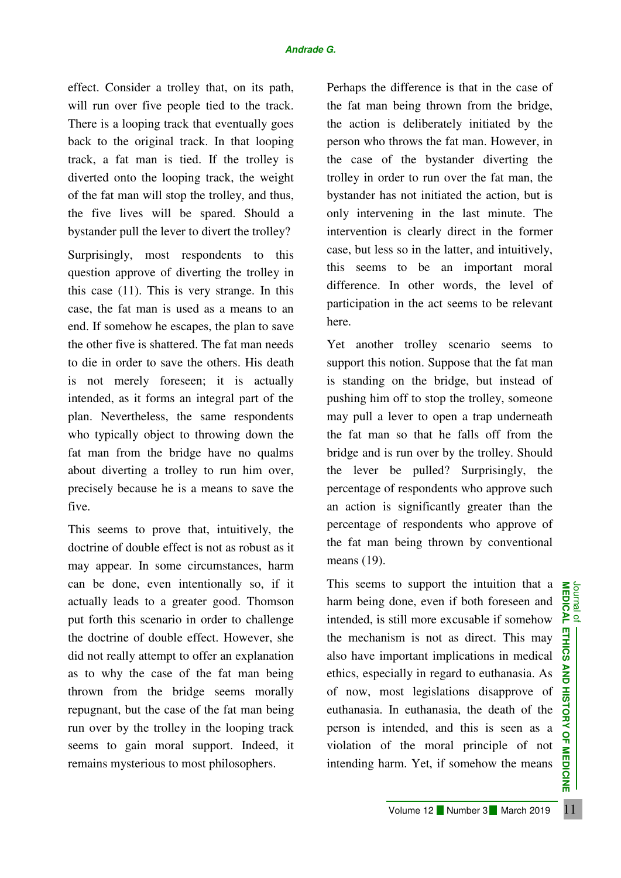effect. Consider a trolley that, on its path, will run over five people tied to the track. There is a looping track that eventually goes back to the original track. In that looping track, a fat man is tied. If the trolley is diverted onto the looping track, the weight of the fat man will stop the trolley, and thus, the five lives will be spared. Should a bystander pull the lever to divert the trolley?

Surprisingly, most respondents to this question approve of diverting the trolley in this case (11). This is very strange. In this case, the fat man is used as a means to an end. If somehow he escapes, the plan to save the other five is shattered. The fat man needs to die in order to save the others. His death is not merely foreseen; it is actually intended, as it forms an integral part of the plan. Nevertheless, the same respondents who typically object to throwing down the fat man from the bridge have no qualms about diverting a trolley to run him over, precisely because he is a means to save the five.

This seems to prove that, intuitively, the doctrine of double effect is not as robust as it may appear. In some circumstances, harm can be done, even intentionally so, if it actually leads to a greater good. Thomson put forth this scenario in order to challenge the doctrine of double effect. However, she did not really attempt to offer an explanation as to why the case of the fat man being thrown from the bridge seems morally repugnant, but the case of the fat man being run over by the trolley in the looping track seems to gain moral support. Indeed, it remains mysterious to most philosophers.

Perhaps the difference is that in the case of the fat man being thrown from the bridge, the action is deliberately initiated by the person who throws the fat man. However, in the case of the bystander diverting the trolley in order to run over the fat man, the bystander has not initiated the action, but is only intervening in the last minute. The intervention is clearly direct in the former case, but less so in the latter, and intuitively, this seems to be an important moral difference. In other words, the level of participation in the act seems to be relevant here.

Yet another trolley scenario seems to support this notion. Suppose that the fat man is standing on the bridge, but instead of pushing him off to stop the trolley, someone may pull a lever to open a trap underneath the fat man so that he falls off from the bridge and is run over by the trolley. Should the lever be pulled? Surprisingly, the percentage of respondents who approve such an action is significantly greater than the percentage of respondents who approve of the fat man being thrown by conventional means (19).

This seems to support the intuition that a harm being done, even if both foreseen and intended, is still more excusable if somehow the mechanism is not as direct. This may also have important implications in medical ethics, especially in regard to euthanasia. As of now, most legislations disapprove of euthanasia. In euthanasia, the death of the person is intended, and this is seen as a violation of the moral principle of not intending harm. Yet, if somehow the means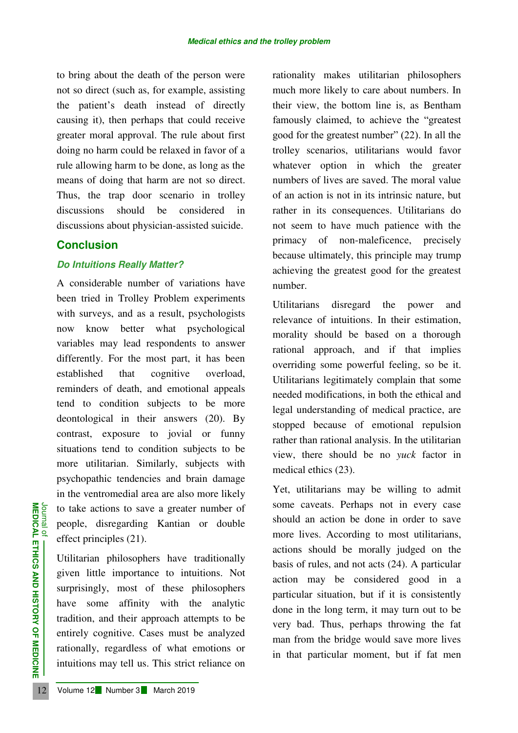to bring about the death of the person were not so direct (such as, for example, assisting the patient's death instead of directly causing it), then perhaps that could receive greater moral approval. The rule about first doing no harm could be relaxed in favor of a rule allowing harm to be done, as long as the means of doing that harm are not so direct. Thus, the trap door scenario in trolley discussions should be considered in discussions about physician-assisted suicide.

## Conclusion

### Do Intuitions Really Matter?

A considerable number of variations have been tried in Trolley Problem experiments with surveys, and as a result, psychologists now know better what psychological variables may lead respondents to answer differently. For the most part, it has been established that cognitive overload, reminders of death, and emotional appeals tend to condition subjects to be more deontological in their answers (20). By contrast, exposure to jovial or funny situations tend to condition subjects to be more utilitarian. Similarly, subjects with psychopathic tendencies and brain damage in the ventromedial area are also more likely to take actions to save a greater number of people, disregarding Kantian or double effect principles (21).

Utilitarian philosophers have traditionally given little importance to intuitions. Not surprisingly, most of these philosophers have some affinity with the analytic tradition, and their approach attempts to be entirely cognitive. Cases must be analyzed rationally, regardless of what emotions or intuitions may tell us. This strict reliance on rationality makes utilitarian philosophers much more likely to care about numbers. In their view, the bottom line is, as Bentham famously claimed, to achieve the "greatest good for the greatest number" (22). In all the trolley scenarios, utilitarians would favor whatever option in which the greater numbers of lives are saved. The moral value of an action is not in its intrinsic nature, but rather in its consequences. Utilitarians do not seem to have much patience with the primacy of non-maleficence, precisely because ultimately, this principle may trump achieving the greatest good for the greatest number.

Utilitarians disregard the power and relevance of intuitions. In their estimation, morality should be based on a thorough rational approach, and if that implies overriding some powerful feeling, so be it. Utilitarians legitimately complain that some needed modifications, in both the ethical and legal understanding of medical practice, are stopped because of emotional repulsion rather than rational analysis. In the utilitarian view, there should be no *yuck* factor in medical ethics (23).

Yet, utilitarians may be willing to admit some caveats. Perhaps not in every case should an action be done in order to save more lives. According to most utilitarians, actions should be morally judged on the basis of rules, and not acts (24). A particular action may be considered good in a particular situation, but if it is consistently done in the long term, it may turn out to be very bad. Thus, perhaps throwing the fat man from the bridge would save more lives in that particular moment, but if fat men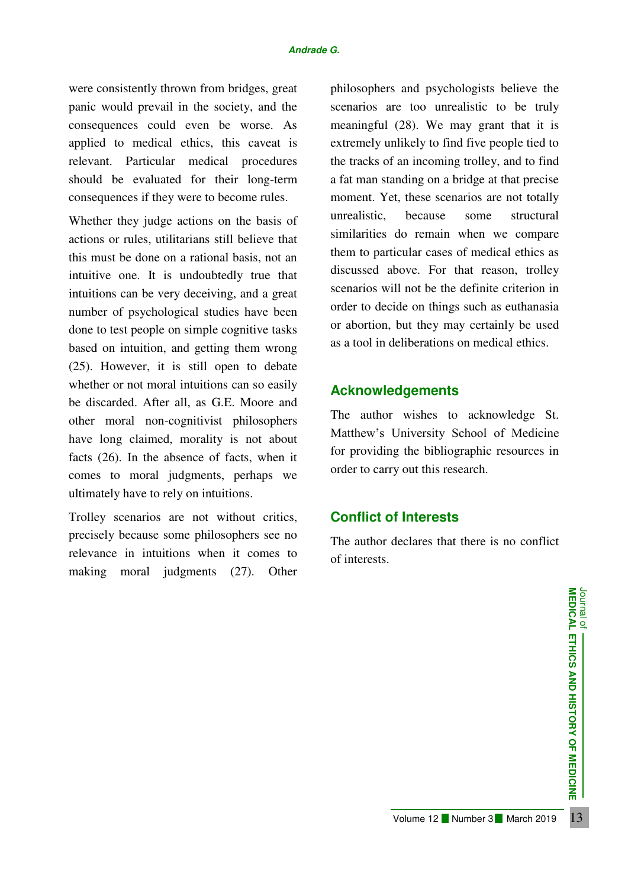were consistently thrown from bridges, great panic would prevail in the society, and the consequences could even be worse. As applied to medical ethics, this caveat is relevant. Particular medical procedures should be evaluated for their long-term consequences if they were to become rules.

Whether they judge actions on the basis of actions or rules, utilitarians still believe that this must be done on a rational basis, not an intuitive one. It is undoubtedly true that intuitions can be very deceiving, and a great number of psychological studies have been done to test people on simple cognitive tasks based on intuition, and getting them wrong (25). However, it is still open to debate whether or not moral intuitions can so easily be discarded. After all, as G.E. Moore and other moral non-cognitivist philosophers have long claimed, morality is not about facts (26). In the absence of facts, when it comes to moral judgments, perhaps we ultimately have to rely on intuitions.

Trolley scenarios are not without critics, precisely because some philosophers see no relevance in intuitions when it comes to making moral judgments (27). Other philosophers and psychologists believe the scenarios are too unrealistic to be truly meaningful (28). We may grant that it is extremely unlikely to find five people tied to the tracks of an incoming trolley, and to find a fat man standing on a bridge at that precise moment. Yet, these scenarios are not totally unrealistic, because some structural similarities do remain when we compare them to particular cases of medical ethics as discussed above. For that reason, trolley scenarios will not be the definite criterion in order to decide on things such as euthanasia or abortion, but they may certainly be used as a tool in deliberations on medical ethics.

## Acknowledgements

The author wishes to acknowledge St. Matthew's University School of Medicine for providing the bibliographic resources in order to carry out this research.

## Conflict of Interests

The author declares that there is no conflict of interests.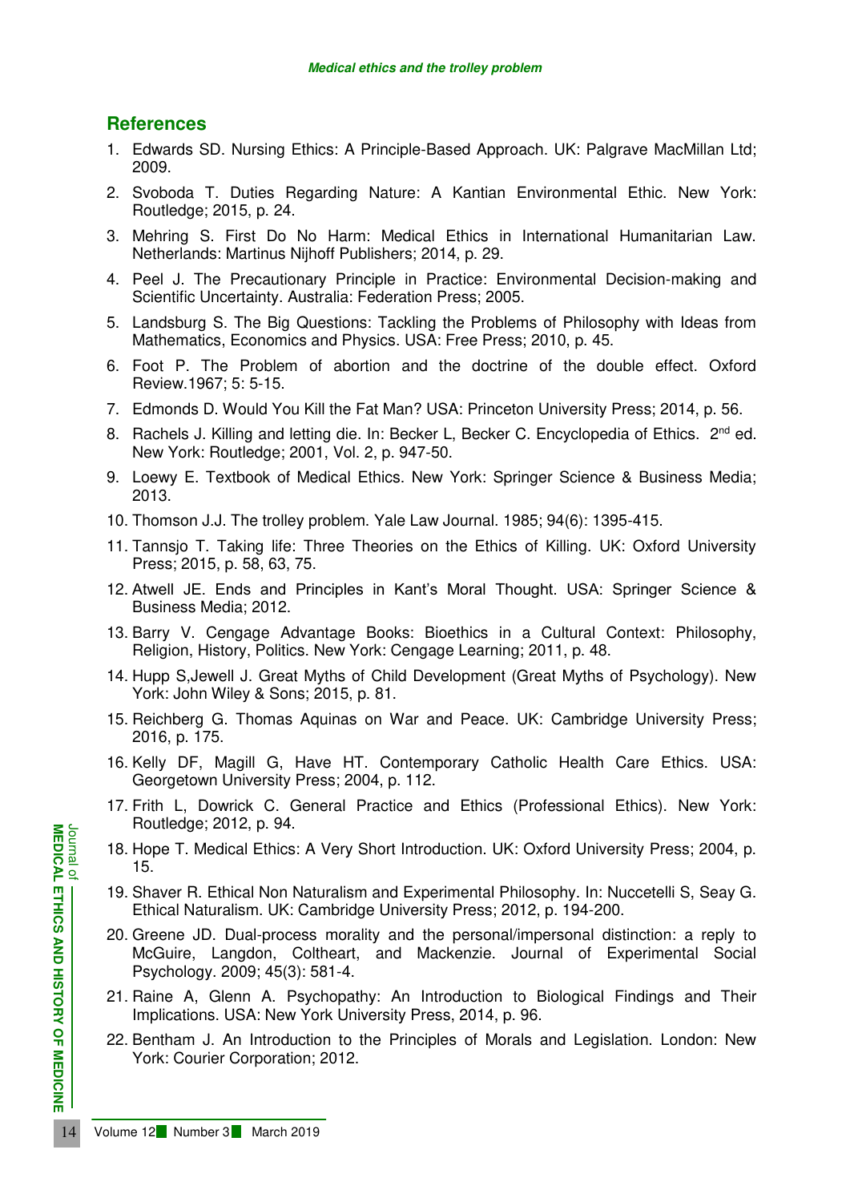## References

1. Edwards SD. Nursing Ethics: A Principle-Based Approach. UK: Palgrave MacMillan Ltd; 2009.
2. Svoboda T. Duties Regarding Nature: A Kantian Environmental Ethic. New York: Routledge; 2015, p. 24.
3. Mehring S. First Do No Harm: Medical Ethics in International Humanitarian Law. Netherlands: Martinus Nijhoff Publishers; 2014, p. 29.
4. Peel J. The Precautionary Principle in Practice: Environmental Decision-making and Scientific Uncertainty. Australia: Federation Press; 2005.
5. Landsburg S. The Big Questions: Tackling the Problems of Philosophy with Ideas from Mathematics, Economics and Physics. USA: Free Press; 2010, p. 45.
6. Foot P. The Problem of abortion and the doctrine of the double effect. Oxford Review.1967; 5: 5-15.
7. Edmonds D. Would You Kill the Fat Man? USA: Princeton University Press; 2014, p. 56.
8. Rachels J. Killing and letting die. In: Becker L, Becker C. Encyclopedia of Ethics. 2nd ed. New York: Routledge; 2001, Vol. 2, p. 947-50.
9. Loewy E. Textbook of Medical Ethics. New York: Springer Science & Business Media; 2013.
10. Thomson J.J. The trolley problem. Yale Law Journal. 1985; 94(6): 1395-415.
11. Tannsjo T. Taking life: Three Theories on the Ethics of Killing. UK: Oxford University Press; 2015, p. 58, 63, 75.
12. Atwell JE. Ends and Principles in Kant's Moral Thought. USA: Springer Science & Business Media; 2012.
13. Barry V. Cengage Advantage Books: Bioethics in a Cultural Context: Philosophy, Religion, History, Politics. New York: Cengage Learning; 2011, p. 48.
14. Hupp S,Jewell J. Great Myths of Child Development (Great Myths of Psychology). New York: John Wiley & Sons; 2015, p. 81.
15. Reichberg G. Thomas Aquinas on War and Peace. UK: Cambridge University Press; 2016, p. 175.
16. Kelly DF, Magill G, Have HT. Contemporary Catholic Health Care Ethics. USA: Georgetown University Press; 2004, p. 112.
17. Frith L, Dowrick C. General Practice and Ethics (Professional Ethics). New York: Routledge; 2012, p. 94.
18. Hope T. Medical Ethics: A Very Short Introduction. UK: Oxford University Press; 2004, p. 15.
19. Shaver R. Ethical Non Naturalism and Experimental Philosophy. In: Nuccetelli S, Seay G. Ethical Naturalism. UK: Cambridge University Press; 2012, p. 194-200.
20. Greene JD. Dual-process morality and the personal/impersonal distinction: a reply to McGuire, Langdon, Coltheart, and Mackenzie. Journal of Experimental Social Psychology. 2009; 45(3): 581-4.
21. Raine A, Glenn A. Psychopathy: An Introduction to Biological Findings and Their Implications. USA: New York University Press, 2014, p. 96.
22. Bentham J. An Introduction to the Principles of Morals and Legislation. London: New York: Courier Corporation; 2012.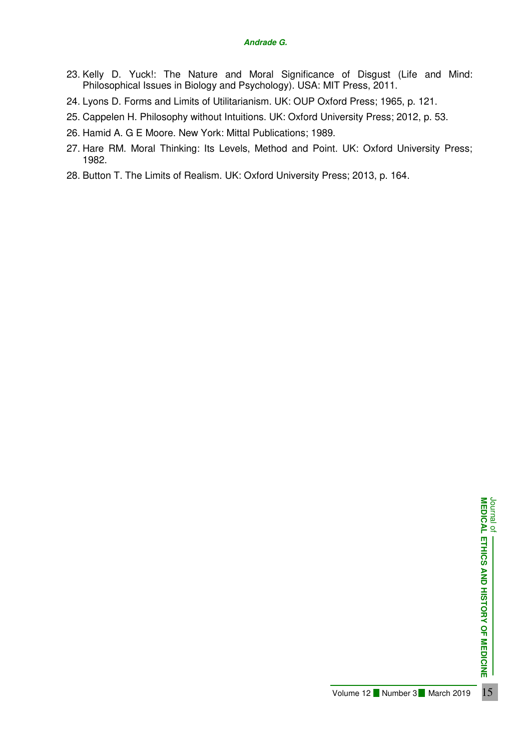23. Kelly D. Yuck!: The Nature and Moral Significance of Disgust (Life and Mind: Philosophical Issues in Biology and Psychology). USA: MIT Press, 2011.
24. Lyons D. Forms and Limits of Utilitarianism. UK: OUP Oxford Press; 1965, p. 121.
25. Cappelen H. Philosophy without Intuitions. UK: Oxford University Press; 2012, p. 53.
26. Hamid A. G E Moore. New York: Mittal Publications; 1989.
27. Hare RM. Moral Thinking: Its Levels, Method and Point. UK: Oxford University Press; 1982.
28. Button T. The Limits of Realism. UK: Oxford University Press; 2013, p. 164.